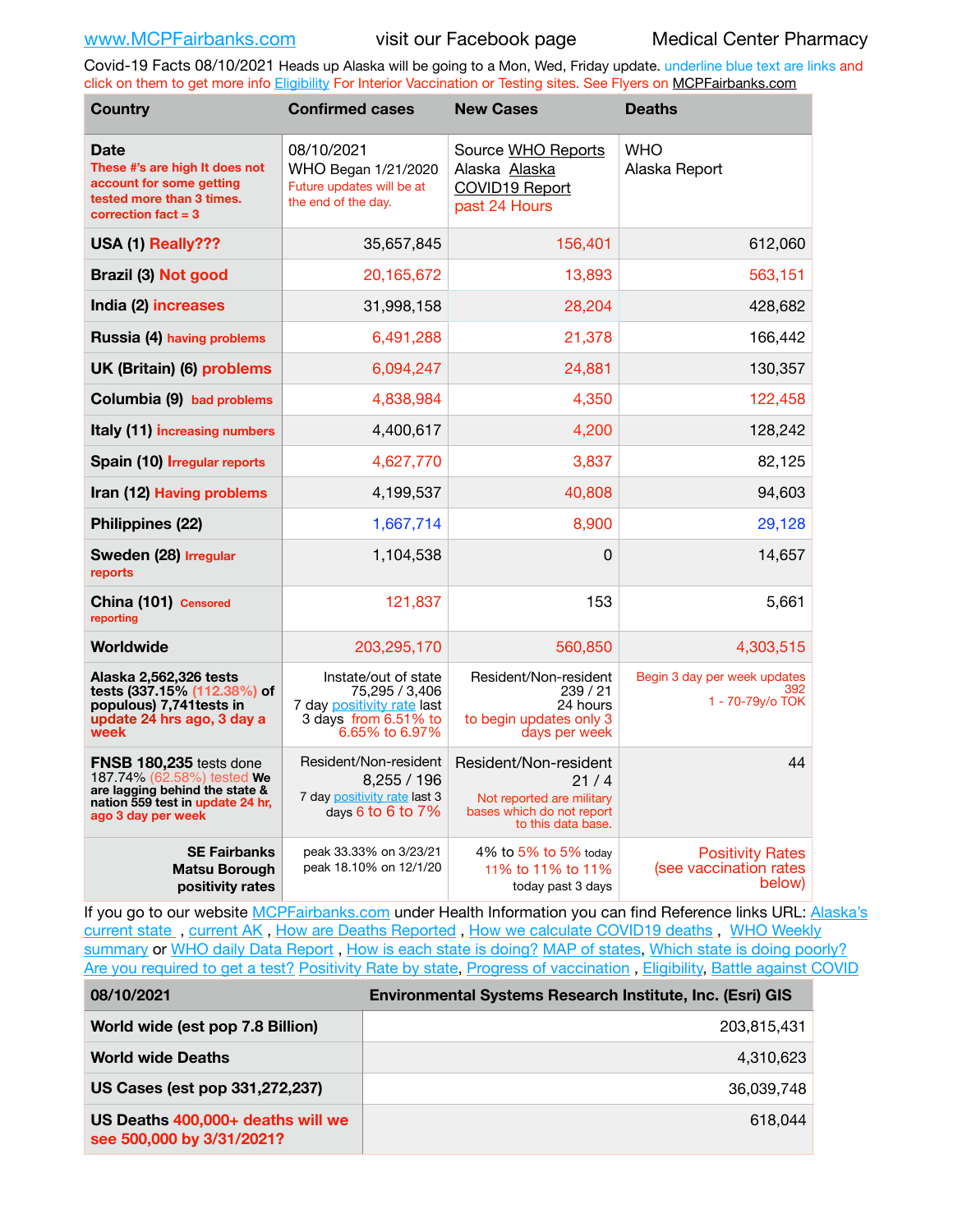www.MCPFairbanks.com visit our Facebook page Medical Center Pharmacy

Covid-19 Facts 08/10/2021 Heads up Alaska will be going to a Mon, Wed, Friday update. underline blue text are links and click on them to get more info Eligibility For Interior Vaccination or Testing sites. See Flyers on MCPFairbanks.com

| Country | Confirmed cases | New Cases | Deaths |
|---|---|---|---|
| **Date** These #'s are high It does not account for some getting tested more than 3 times. correction fact = 3 | 08/10/2021 WHO Began 1/21/2020 Future updates will be at the end of the day. | Source WHO Reports Alaska Alaska COVID19 Report past 24 Hours | WHO Alaska Report |
| **USA (1) Really???** | 35,657,845 | 156,401 | 612,060 |
| **Brazil (3) Not good** | 20,165,672 | 13,893 | 563,151 |
| **India (2) increases** | 31,998,158 | 28,204 | 428,682 |
| **Russia (4) having problems** | 6,491,288 | 21,378 | 166,442 |
| **UK (Britain) (6) problems** | 6,094,247 | 24,881 | 130,357 |
| **Columbia (9) bad problems** | 4,838,984 | 4,350 | 122,458 |
| **Italy (11) increasing numbers** | 4,400,617 | 4,200 | 128,242 |
| **Spain (10) Irregular reports** | 4,627,770 | 3,837 | 82,125 |
| **Iran (12) Having problems** | 4,199,537 | 40,808 | 94,603 |
| **Philippines (22)** | 1,667,714 | 8,900 | 29,128 |
| **Sweden (28) Irregular reports** | 1,104,538 | 0 | 14,657 |
| **China (101) Censored reporting** | 121,837 | 153 | 5,661 |
| **Worldwide** | 203,295,170 | 560,850 | 4,303,515 |
| **Alaska 2,562,326 tests tests (337.15% (112.38%) of populous) 7,741tests in update 24 hrs ago, 3 day a week** | Instate/out of state 75,295 / 3,406 7 day positivity rate last 3 days from 6.51% to 6.65% to 6.97% | Resident/Non-resident 239 / 21 24 hours to begin updates only 3 days per week | Begin 3 day per week updates 392 1 - 70-79y/o TOK |
| **FNSB 180,235 tests done** 187.74% (62.58%) tested **We are lagging behind the state & nation 559 test in update 24 hr, ago 3 day per week** | Resident/Non-resident 8,255 / 196 7 day positivity rate last 3 days 6 to 6 to 7% | Resident/Non-resident 21 / 4 Not reported are military bases which do not report to this data base. | 44 |
| **SE Fairbanks Matsu Borough positivity rates** | peak 33.33% on 3/23/21 peak 18.10% on 12/1/20 | 4% to 5% to 5% today 11% to 11% to 11% today past 3 days | Positivity Rates (see vaccination rates below) |

If you go to our website MCPFairbanks.com under Health Information you can find Reference links URL: Alaska's current state , current AK , How are Deaths Reported , How we calculate COVID19 deaths , WHO Weekly summary or WHO daily Data Report , How is each state is doing? MAP of states, Which state is doing poorly? Are you required to get a test? Positivity Rate by state, Progress of vaccination , Eligibility, Battle against COVID

| 08/10/2021 | Environmental Systems Research Institute, Inc. (Esri) GIS |
|---|---|
| **World wide (est pop 7.8 Billion)** | 203,815,431 |
| **World wide Deaths** | 4,310,623 |
| **US Cases (est pop 331,272,237)** | 36,039,748 |
| **US Deaths 400,000+ deaths will we see 500,000 by 3/31/2021?** | 618,044 |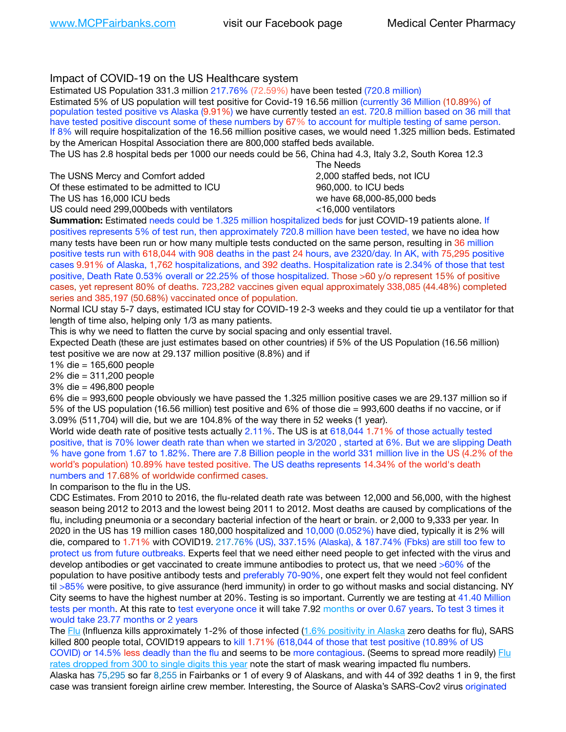Impact of COVID-19 on the US Healthcare system

Estimated US Population 331.3 million 217.76% (72.59%) have been tested (720.8 million)

Estimated 5% of US population will test positive for Covid-19 16.56 million (currently 36 Million (10.89%) of population tested positive vs Alaska (9.91%) we have currently tested an est. 720.8 million based on 36 mill that have tested positive discount some of these numbers by 67% to account for multiple testing of same person.

If 8% will require hospitalization of the 16.56 million positive cases, we would need 1.325 million beds. Estimated by the American Hospital Association there are 800,000 staffed beds available.

The US has 2.8 hospital beds per 1000 our needs could be 56, China had 4.3, Italy 3.2, South Korea 12.3

| | The Needs |
|---|---|
| The USNS Mercy and Comfort added | 2,000 staffed beds, not ICU |
| Of these estimated to be admitted to ICU | 960,000. to ICU beds |
| The US has 16,000 ICU beds | we have 68,000-85,000 beds |
| US could need 299,000beds with ventilators | <16,000 ventilators |

**Summation:** Estimated needs could be 1.325 million hospitalized beds for just COVID-19 patients alone. If positives represents 5% of test run, then approximately 720.8 million have been tested, we have no idea how many tests have been run or how many multiple tests conducted on the same person, resulting in 36 million positive tests run with 618,044 with 908 deaths in the past 24 hours, ave 2320/day. In AK, with 75,295 positive cases 9.91% of Alaska, 1,762 hospitalizations, and 392 deaths. Hospitalization rate is 2.34% of those that test positive, Death Rate 0.53% overall or 22.25% of those hospitalized. Those >60 y/o represent 15% of positive cases, yet represent 80% of deaths. 723,282 vaccines given equal approximately 338,085 (44.48%) completed series and 385,197 (50.68%) vaccinated once of population.

Normal ICU stay 5-7 days, estimated ICU stay for COVID-19 2-3 weeks and they could tie up a ventilator for that length of time also, helping only 1/3 as many patients.

This is why we need to flatten the curve by social spacing and only essential travel.

Expected Death (these are just estimates based on other countries) if 5% of the US Population (16.56 million) test positive we are now at 29.137 million positive (8.8%) and if

1% die = 165,600 people
2% die = 311,200 people
3% die = 496,800 people
6% die = 993,600 people obviously we have passed the 1.325 million positive cases we are 29.137 million so if 5% of the US population (16.56 million) test positive and 6% of those die = 993,600 deaths if no vaccine, or if 3.09% (511,704) will die, but we are 104.8% of the way there in 52 weeks (1 year).

World wide death rate of positive tests actually 2.11%. The US is at 618,044 1.71% of those actually tested positive, that is 70% lower death rate than when we started in 3/2020 , started at 6%. But we are slipping Death % have gone from 1.67 to 1.82%. There are 7.8 Billion people in the world 331 million live in the US (4.2% of the world's population) 10.89% have tested positive. The US deaths represents 14.34% of the world's death numbers and 17.68% of worldwide confirmed cases.

In comparison to the flu in the US.

CDC Estimates. From 2010 to 2016, the flu-related death rate was between 12,000 and 56,000, with the highest season being 2012 to 2013 and the lowest being 2011 to 2012. Most deaths are caused by complications of the flu, including pneumonia or a secondary bacterial infection of the heart or brain. or 2,000 to 9,333 per year. In 2020 in the US has 19 million cases 180,000 hospitalized and 10,000 (0.052%) have died, typically it is 2% will die, compared to 1.71% with COVID19. 217.76% (US), 337.15% (Alaska), & 187.74% (Fbks) are still too few to protect us from future outbreaks. Experts feel that we need either need people to get infected with the virus and develop antibodies or get vaccinated to create immune antibodies to protect us, that we need >60% of the population to have positive antibody tests and preferably 70-90%, one expert felt they would not feel confident til >85% were positive, to give assurance (herd immunity) in order to go without masks and social distancing. NY City seems to have the highest number at 20%. Testing is so important. Currently we are testing at 41.40 Million tests per month. At this rate to test everyone once it will take 7.92 months or over 0.67 years. To test 3 times it would take 23.77 months or 2 years

The Flu (Influenza kills approximately 1-2% of those infected (1.6% positivity in Alaska zero deaths for flu), SARS killed 800 people total, COVID19 appears to kill 1.71% (618,044 of those that test positive (10.89% of US COVID) or 14.5% less deadly than the flu and seems to be more contagious. (Seems to spread more readily) Flu rates dropped from 300 to single digits this year note the start of mask wearing impacted flu numbers.

Alaska has 75,295 so far 8,255 in Fairbanks or 1 of every 9 of Alaskans, and with 44 of 392 deaths 1 in 9, the first case was transient foreign airline crew member. Interesting, the Source of Alaska's SARS-Cov2 virus originated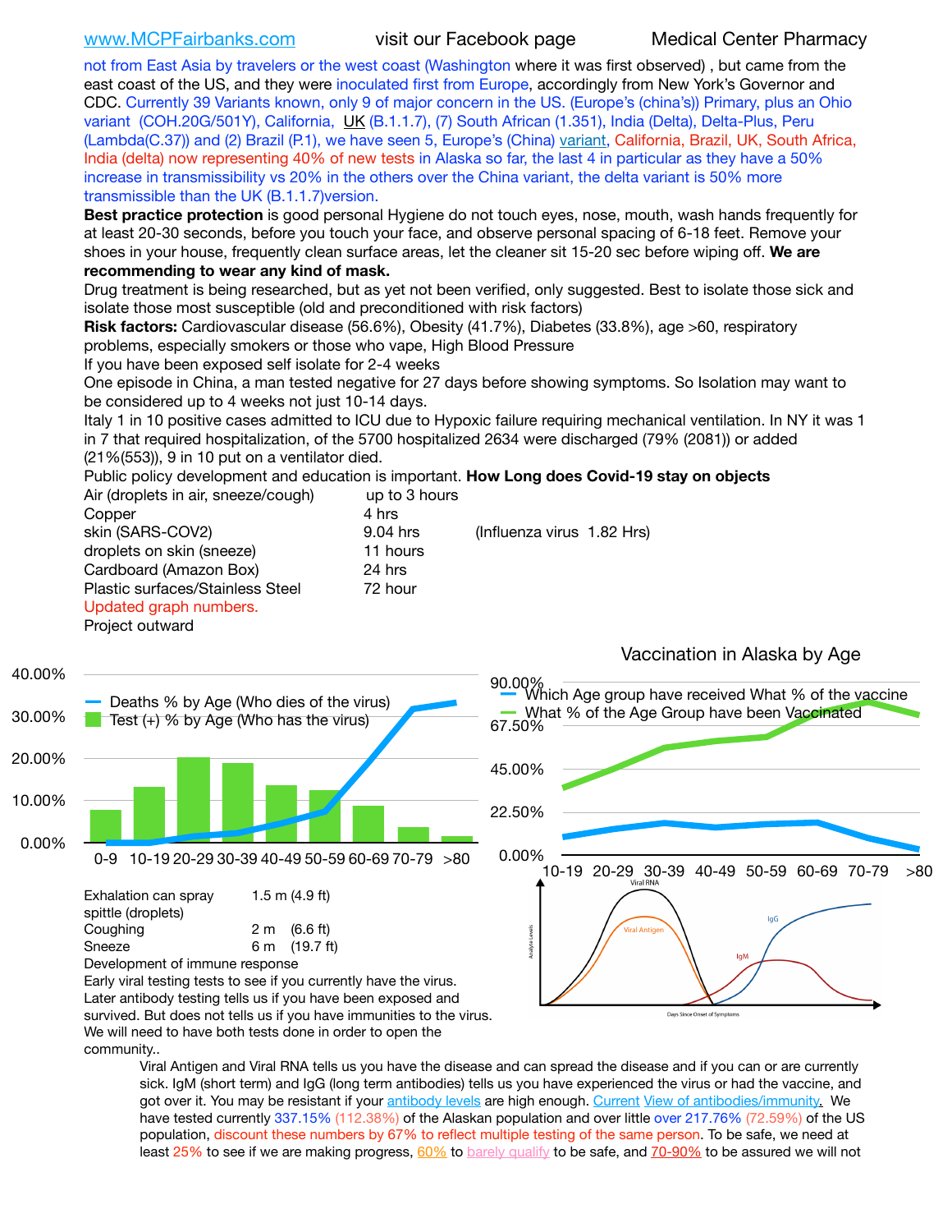not from East Asia by travelers or the west coast (Washington where it was first observed) , but came from the east coast of the US, and they were inoculated first from Europe, accordingly from New York's Governor and CDC. Currently 39 Variants known, only 9 of major concern in the US. (Europe's (china's)) Primary, plus an Ohio variant (COH.20G/501Y), California, UK (B.1.1.7), (7) South African (1.351), India (Delta), Delta-Plus, Peru (Lambda(C.37)) and (2) Brazil (P.1), we have seen 5, Europe's (China) variant, California, Brazil, UK, South Africa, India (delta) now representing 40% of new tests in Alaska so far, the last 4 in particular as they have a 50% increase in transmissibility vs 20% in the others over the China variant, the delta variant is 50% more transmissible than the UK (B.1.1.7)version.

**Best practice protection** is good personal Hygiene do not touch eyes, nose, mouth, wash hands frequently for at least 20-30 seconds, before you touch your face, and observe personal spacing of 6-18 feet. Remove your shoes in your house, frequently clean surface areas, let the cleaner sit 15-20 sec before wiping off. **We are recommending to wear any kind of mask.**

Drug treatment is being researched, but as yet not been verified, only suggested. Best to isolate those sick and isolate those most susceptible (old and preconditioned with risk factors)

**Risk factors:** Cardiovascular disease (56.6%), Obesity (41.7%), Diabetes (33.8%), age >60, respiratory problems, especially smokers or those who vape, High Blood Pressure

If you have been exposed self isolate for 2-4 weeks

One episode in China, a man tested negative for 27 days before showing symptoms. So Isolation may want to be considered up to 4 weeks not just 10-14 days.

Italy 1 in 10 positive cases admitted to ICU due to Hypoxic failure requiring mechanical ventilation. In NY it was 1 in 7 that required hospitalization, of the 5700 hospitalized 2634 were discharged (79% (2081)) or added (21%(553)), 9 in 10 put on a ventilator died.

Public policy development and education is important. **How Long does Covid-19 stay on objects**

| | | |
|---|---|---|
| Air (droplets in air, sneeze/cough) | up to 3 hours | |
| Copper | 4 hrs | |
| skin (SARS-COV2) | 9.04 hrs | (Influenza virus 1.82 Hrs) |
| droplets on skin (sneeze) | 11 hours | |
| Cardboard (Amazon Box) | 24 hrs | |
| Plastic surfaces/Stainless Steel | 72 hour | |

Updated graph numbers.

Project outward

Vaccination in Alaska by Age

| | |
|---|---|
| Exhalation can spray spittle (droplets) | 1.5 m (4.9 ft) |
| Coughing | 2 m (6.6 ft) |
| Sneeze | 6 m (19.7 ft) |

Development of immune response

Early viral testing tests to see if you currently have the virus.

Later antibody testing tells us if you have been exposed and survived. But does not tells us if you have immunities to the virus. We will need to have both tests done in order to open the community..

Viral Antigen and Viral RNA tells us you have the disease and can spread the disease and if you can or are currently sick. IgM (short term) and IgG (long term antibodies) tells us you have experienced the virus or had the vaccine, and got over it. You may be resistant if your antibody levels are high enough. Current View of antibodies/immunity. We have tested currently 337.15% (112.38%) of the Alaskan population and over little over 217.76% (72.59%) of the US population, discount these numbers by 67% to reflect multiple testing of the same person. To be safe, we need at least 25% to see if we are making progress, 60% to barely qualify to be safe, and 70-90% to be assured we will not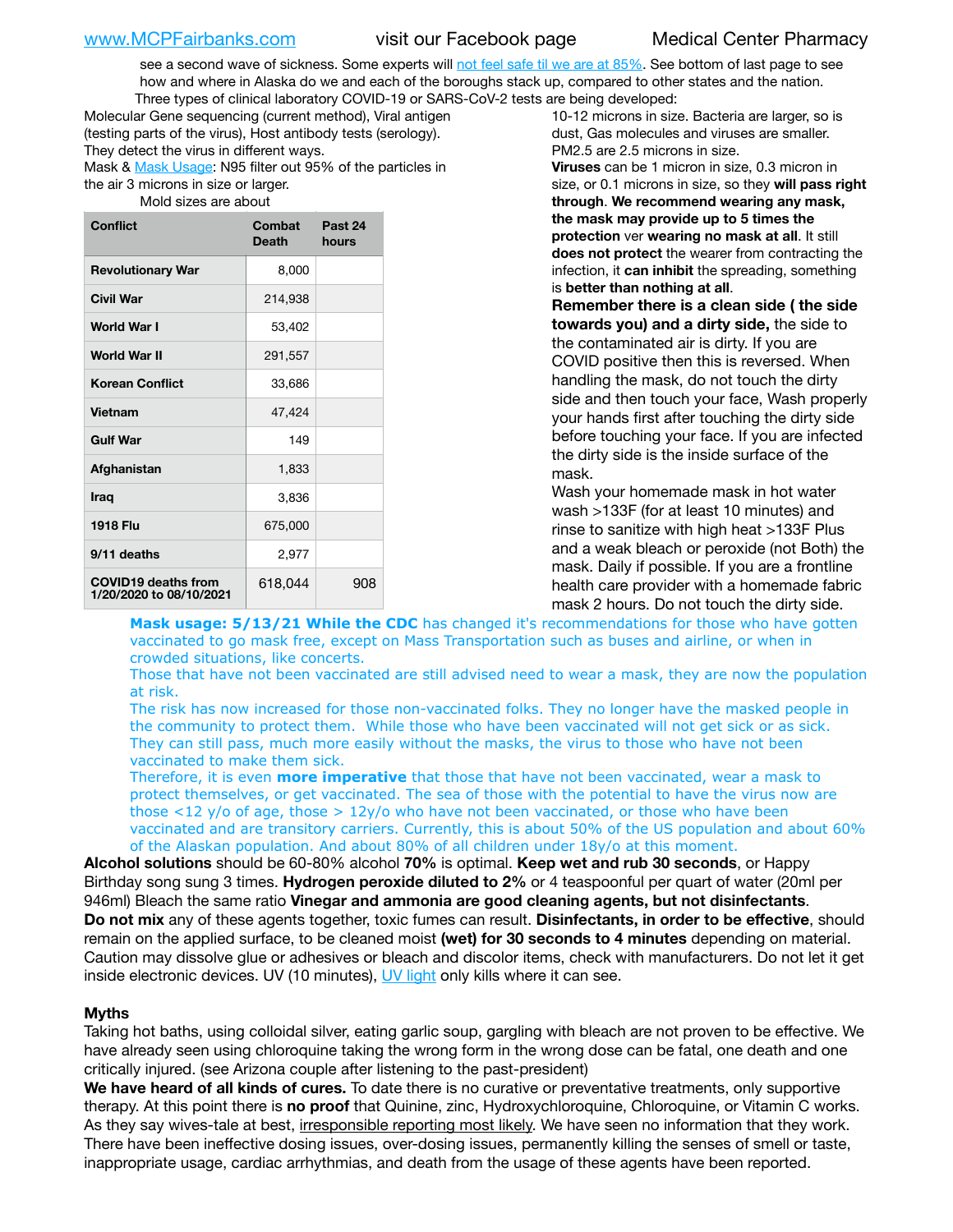see a second wave of sickness. Some experts will not feel safe til we are at 85%. See bottom of last page to see how and where in Alaska do we and each of the boroughs stack up, compared to other states and the nation.

Three types of clinical laboratory COVID-19 or SARS-CoV-2 tests are being developed:

Molecular Gene sequencing (current method), Viral antigen (testing parts of the virus), Host antibody tests (serology). They detect the virus in different ways.

Mask & Mask Usage: N95 filter out 95% of the particles in the air 3 microns in size or larger.

Mold sizes are about 10-12 microns in size. Bacteria are larger, so is dust, Gas molecules and viruses are smaller. PM2.5 are 2.5 microns in size.

| Conflict | Combat Death | Past 24 hours |
|---|---|---|
| Revolutionary War | 8,000 | |
| Civil War | 214,938 | |
| World War I | 53,402 | |
| World War II | 291,557 | |
| Korean Conflict | 33,686 | |
| Vietnam | 47,424 | |
| Gulf War | 149 | |
| Afghanistan | 1,833 | |
| Iraq | 3,836 | |
| 1918 Flu | 675,000 | |
| 9/11 deaths | 2,977 | |
| COVID19 deaths from 1/20/2020 to 08/10/2021 | 618,044 | 908 |

**Viruses** can be 1 micron in size, 0.3 micron in size, or 0.1 microns in size, so they **will pass right through**. **We recommend wearing any mask, the mask may provide up to 5 times the protection** ver **wearing no mask at all**. It still **does not protect** the wearer from contracting the infection, it **can inhibit** the spreading, something is **better than nothing at all**.

**Remember there is a clean side ( the side towards you) and a dirty side,** the side to the contaminated air is dirty. If you are COVID positive then this is reversed. When handling the mask, do not touch the dirty side and then touch your face, Wash properly your hands first after touching the dirty side before touching your face. If you are infected the dirty side is the inside surface of the mask.

Wash your homemade mask in hot water wash >133F (for at least 10 minutes) and rinse to sanitize with high heat >133F Plus and a weak bleach or peroxide (not Both) the mask. Daily if possible. If you are a frontline health care provider with a homemade fabric mask 2 hours. Do not touch the dirty side.

**Mask usage: 5/13/21 While the CDC** has changed it's recommendations for those who have gotten vaccinated to go mask free, except on Mass Transportation such as buses and airline, or when in crowded situations, like concerts.

Those that have not been vaccinated are still advised need to wear a mask, they are now the population at risk.

The risk has now increased for those non-vaccinated folks. They no longer have the masked people in the community to protect them. While those who have been vaccinated will not get sick or as sick. They can still pass, much more easily without the masks, the virus to those who have not been vaccinated to make them sick.

Therefore, it is even **more imperative** that those that have not been vaccinated, wear a mask to protect themselves, or get vaccinated. The sea of those with the potential to have the virus now are those <12 y/o of age, those > 12y/o who have not been vaccinated, or those who have been vaccinated and are transitory carriers. Currently, this is about 50% of the US population and about 60% of the Alaskan population. And about 80% of all children under 18y/o at this moment.

**Alcohol solutions** should be 60-80% alcohol **70%** is optimal. **Keep wet and rub 30 seconds**, or Happy Birthday song sung 3 times. **Hydrogen peroxide diluted to 2%** or 4 teaspoonful per quart of water (20ml per 946ml) Bleach the same ratio **Vinegar and ammonia are good cleaning agents, but not disinfectants**.

**Do not mix** any of these agents together, toxic fumes can result. **Disinfectants, in order to be effective**, should remain on the applied surface, to be cleaned moist **(wet) for 30 seconds to 4 minutes** depending on material. Caution may dissolve glue or adhesives or bleach and discolor items, check with manufacturers. Do not let it get inside electronic devices. UV (10 minutes), UV light only kills where it can see.

**Myths**

Taking hot baths, using colloidal silver, eating garlic soup, gargling with bleach are not proven to be effective. We have already seen using chloroquine taking the wrong form in the wrong dose can be fatal, one death and one critically injured. (see Arizona couple after listening to the past-president)

**We have heard of all kinds of cures.** To date there is no curative or preventative treatments, only supportive therapy. At this point there is **no proof** that Quinine, zinc, Hydroxychloroquine, Chloroquine, or Vitamin C works. As they say wives-tale at best, irresponsible reporting most likely. We have seen no information that they work. There have been ineffective dosing issues, over-dosing issues, permanently killing the senses of smell or taste, inappropriate usage, cardiac arrhythmias, and death from the usage of these agents have been reported.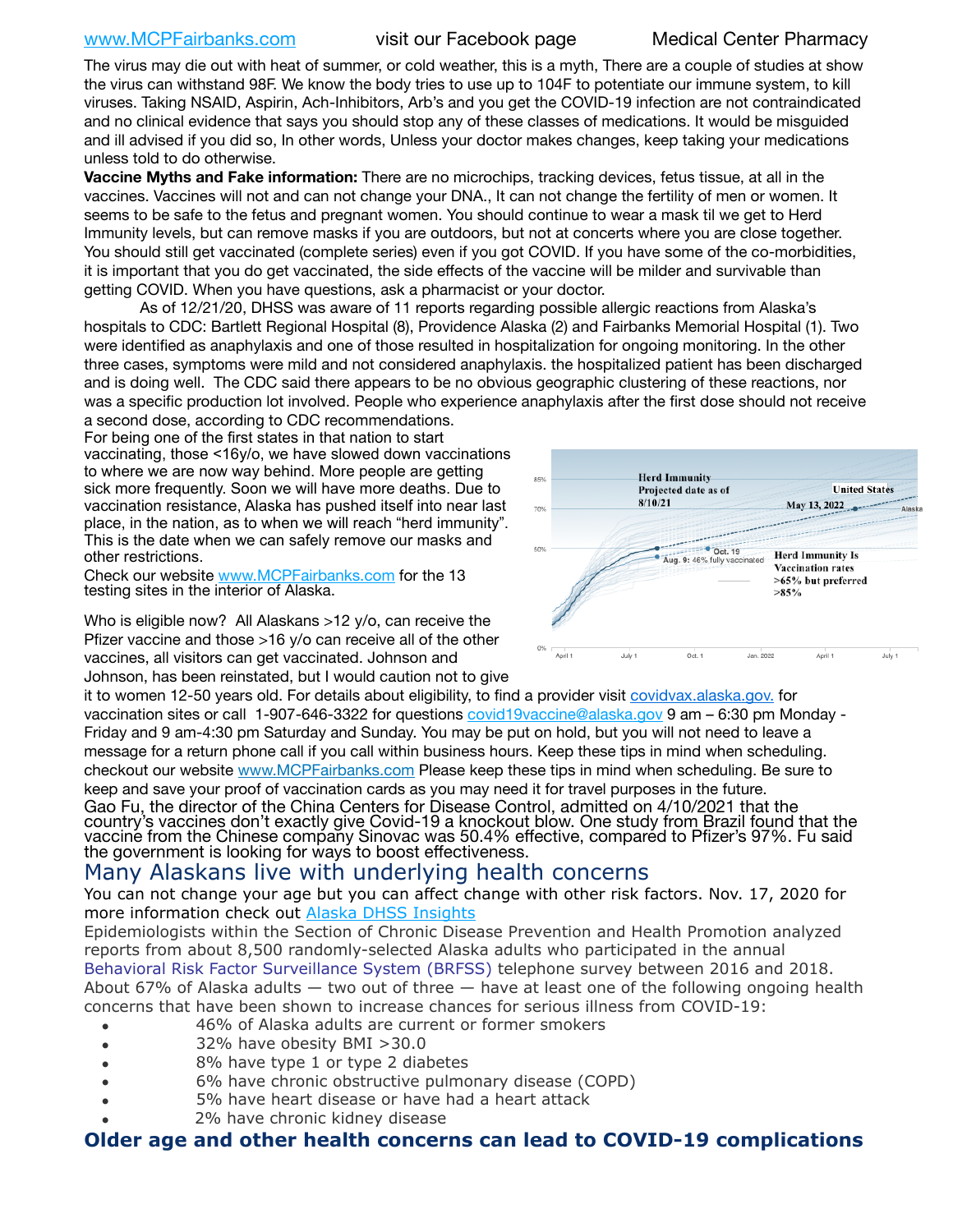www.MCPFairbanks.com visit our Facebook page Medical Center Pharmacy

The virus may die out with heat of summer, or cold weather, this is a myth, There are a couple of studies at show the virus can withstand 98F. We know the body tries to use up to 104F to potentiate our immune system, to kill viruses. Taking NSAID, Aspirin, Ach-Inhibitors, Arb's and you get the COVID-19 infection are not contraindicated and no clinical evidence that says you should stop any of these classes of medications. It would be misguided and ill advised if you did so, In other words, Unless your doctor makes changes, keep taking your medications unless told to do otherwise.

**Vaccine Myths and Fake information:** There are no microchips, tracking devices, fetus tissue, at all in the vaccines. Vaccines will not and can not change your DNA., It can not change the fertility of men or women. It seems to be safe to the fetus and pregnant women. You should continue to wear a mask til we get to Herd Immunity levels, but can remove masks if you are outdoors, but not at concerts where you are close together. You should still get vaccinated (complete series) even if you got COVID. If you have some of the co-morbidities, it is important that you do get vaccinated, the side effects of the vaccine will be milder and survivable than getting COVID. When you have questions, ask a pharmacist or your doctor.

As of 12/21/20, DHSS was aware of 11 reports regarding possible allergic reactions from Alaska's hospitals to CDC: Bartlett Regional Hospital (8), Providence Alaska (2) and Fairbanks Memorial Hospital (1). Two were identified as anaphylaxis and one of those resulted in hospitalization for ongoing monitoring. In the other three cases, symptoms were mild and not considered anaphylaxis. the hospitalized patient has been discharged and is doing well. The CDC said there appears to be no obvious geographic clustering of these reactions, nor was a specific production lot involved. People who experience anaphylaxis after the first dose should not receive a second dose, according to CDC recommendations.

For being one of the first states in that nation to start vaccinating, those <16y/o, we have slowed down vaccinations to where we are now way behind. More people are getting sick more frequently. Soon we will have more deaths. Due to vaccination resistance, Alaska has pushed itself into near last place, in the nation, as to when we will reach "herd immunity". This is the date when we can safely remove our masks and other restrictions.

Check our website www.MCPFairbanks.com for the 13 testing sites in the interior of Alaska.

Who is eligible now? All Alaskans >12 y/o, can receive the Pfizer vaccine and those >16 y/o can receive all of the other vaccines, all visitors can get vaccinated. Johnson and Johnson, has been reinstated, but I would caution not to give it to women 12-50 years old. For details about eligibility, to find a provider visit covidvax.alaska.gov. for vaccination sites or call 1-907-646-3322 for questions covid19vaccine@alaska.gov 9 am – 6:30 pm Monday - Friday and 9 am-4:30 pm Saturday and Sunday. You may be put on hold, but you will not need to leave a message for a return phone call if you call within business hours. Keep these tips in mind when scheduling. checkout our website www.MCPFairbanks.com Please keep these tips in mind when scheduling. Be sure to keep and save your proof of vaccination cards as you may need it for travel purposes in the future.

Herd Immunity Projected date as of 8/10/21 — United States May 13, 2022 — Alaska — Oct. 19 — Aug. 9: 46% fully vaccinated — Herd Immunity Is Vaccination rates >65% but preferred >85%

Gao Fu, the director of the China Centers for Disease Control, admitted on 4/10/2021 that the country's vaccines don't exactly give Covid-19 a knockout blow. One study from Brazil found that the vaccine from the Chinese company Sinovac was 50.4% effective, compared to Pfizer's 97%. Fu said the government is looking for ways to boost effectiveness.

## Many Alaskans live with underlying health concerns

You can not change your age but you can affect change with other risk factors. Nov. 17, 2020 for more information check out Alaska DHSS Insights

Epidemiologists within the Section of Chronic Disease Prevention and Health Promotion analyzed reports from about 8,500 randomly-selected Alaska adults who participated in the annual Behavioral Risk Factor Surveillance System (BRFSS) telephone survey between 2016 and 2018. About 67% of Alaska adults — two out of three — have at least one of the following ongoing health concerns that have been shown to increase chances for serious illness from COVID-19:

- 46% of Alaska adults are current or former smokers
- 32% have obesity BMI >30.0
- 8% have type 1 or type 2 diabetes
- 6% have chronic obstructive pulmonary disease (COPD)
- 5% have heart disease or have had a heart attack
- 2% have chronic kidney disease

## Older age and other health concerns can lead to COVID-19 complications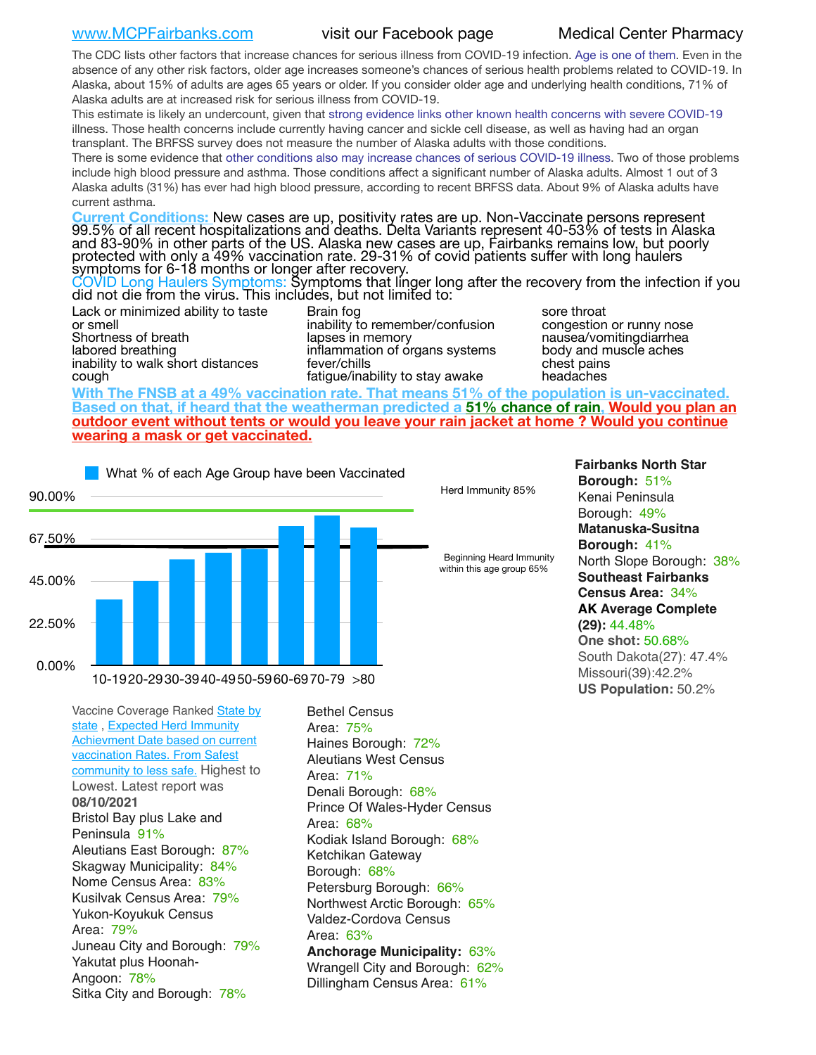www.MCPFairbanks.com visit our Facebook page Medical Center Pharmacy

The CDC lists other factors that increase chances for serious illness from COVID-19 infection. Age is one of them. Even in the absence of any other risk factors, older age increases someone's chances of serious health problems related to COVID-19. In Alaska, about 15% of adults are ages 65 years or older. If you consider older age and underlying health conditions, 71% of Alaska adults are at increased risk for serious illness from COVID-19.

This estimate is likely an undercount, given that strong evidence links other known health concerns with severe COVID-19 illness. Those health concerns include currently having cancer and sickle cell disease, as well as having had an organ transplant. The BRFSS survey does not measure the number of Alaska adults with those conditions.

There is some evidence that other conditions also may increase chances of serious COVID-19 illness. Two of those problems include high blood pressure and asthma. Those conditions affect a significant number of Alaska adults. Almost 1 out of 3 Alaska adults (31%) has ever had high blood pressure, according to recent BRFSS data. About 9% of Alaska adults have current asthma.

**Current Conditions:** New cases are up, positivity rates are up. Non-Vaccinate persons represent 99.5% of all recent hospitalizations and deaths. Delta Variants represent 40-53% of tests in Alaska and 83-90% in other parts of the US. Alaska new cases are up, Fairbanks remains low, but poorly protected with only a 49% vaccination rate. 29-31% of covid patients suffer with long haulers symptoms for 6-18 months or longer after recovery.

**COVID Long Haulers Symptoms:** Symptoms that linger long after the recovery from the infection if you did not die from the virus. This includes, but not limited to:

- Lack or minimized ability to taste or smell
- Shortness of breath
- labored breathing
- inability to walk short distances
- cough
- Brain fog
- inability to remember/confusion
- lapses in memory
- inflammation of organs systems
- fever/chills
- fatigue/inability to stay awake
- sore throat
- congestion or runny nose
- nausea/vomitingdiarrhea
- body and muscle aches
- chest pains
- headaches

**With The FNSB at a 49% vaccination rate. That means 51% of the population is un-vaccinated. Based on that, if heard that the weatherman predicted a 51% chance of rain, Would you plan an outdoor event without tents or would you leave your rain jacket at home ? Would you continue wearing a mask or get vaccinated.**

What % of each Age Group have been Vaccinated

90.00%
67.50%
45.00%
22.50%
0.00%

10-19 20-29 30-39 40-49 50-59 60-69 70-79 >80

Herd Immunity 85%

Beginning Heard Immunity within this age group 65%

**Fairbanks North Star Borough:** 51%
Kenai Peninsula Borough: 49%
**Matanuska-Susitna Borough:** 41%
North Slope Borough: 38%
**Southeast Fairbanks Census Area:** 34%
**AK Average Complete (29):** 44.48%
**One shot:** 50.68%
South Dakota(27): 47.4%
Missouri(39):42.2%
**US Population:** 50.2%

Vaccine Coverage Ranked State by state , Expected Herd Immunity Achievment Date based on current vaccination Rates. From Safest community to less safe. Highest to Lowest. Latest report was **08/10/2021**

Bristol Bay plus Lake and Peninsula 91%
Aleutians East Borough: 87%
Skagway Municipality: 84%
Nome Census Area: 83%
Kusilvak Census Area: 79%
Yukon-Koyukuk Census Area: 79%
Juneau City and Borough: 79%
Yakutat plus Hoonah-Angoon: 78%
Sitka City and Borough: 78%
Bethel Census Area: 75%
Haines Borough: 72%
Aleutians West Census Area: 71%
Denali Borough: 68%
Prince Of Wales-Hyder Census Area: 68%
Kodiak Island Borough: 68%
Ketchikan Gateway Borough: 68%
Petersburg Borough: 66%
Northwest Arctic Borough: 65%
Valdez-Cordova Census Area: 63%
**Anchorage Municipality:** 63%
Wrangell City and Borough: 62%
Dillingham Census Area: 61%